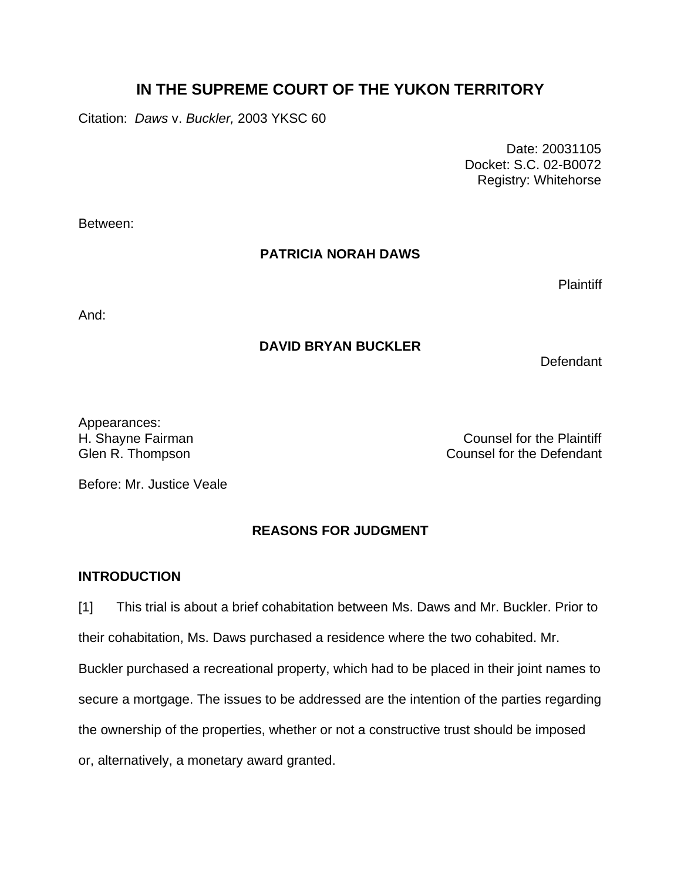# IN THE SUPREME COURT OF THE YUKON TERRITORY

Citation: *Daws* v. *Buckler,* 2003 YKSC 60

Date: 20031105
Docket: S.C. 02-B0072
Registry: Whitehorse

Between:

**PATRICIA NORAH DAWS**

Plaintiff

And:

**DAVID BRYAN BUCKLER**

Defendant

Appearances:
H. Shayne Fairman — Counsel for the Plaintiff
Glen R. Thompson — Counsel for the Defendant

Before: Mr. Justice Veale

## REASONS FOR JUDGMENT

### INTRODUCTION

[1] This trial is about a brief cohabitation between Ms. Daws and Mr. Buckler. Prior to their cohabitation, Ms. Daws purchased a residence where the two cohabited. Mr. Buckler purchased a recreational property, which had to be placed in their joint names to secure a mortgage. The issues to be addressed are the intention of the parties regarding the ownership of the properties, whether or not a constructive trust should be imposed or, alternatively, a monetary award granted.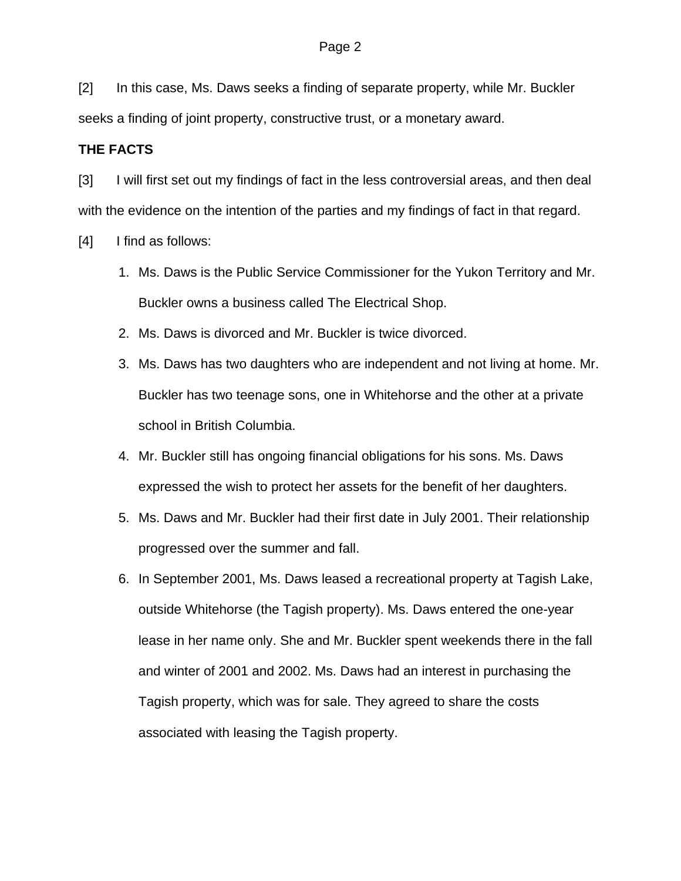[2] In this case, Ms. Daws seeks a finding of separate property, while Mr. Buckler seeks a finding of joint property, constructive trust, or a monetary award.

**THE FACTS**

[3] I will first set out my findings of fact in the less controversial areas, and then deal with the evidence on the intention of the parties and my findings of fact in that regard.

[4] I find as follows:

1. Ms. Daws is the Public Service Commissioner for the Yukon Territory and Mr. Buckler owns a business called The Electrical Shop.
2. Ms. Daws is divorced and Mr. Buckler is twice divorced.
3. Ms. Daws has two daughters who are independent and not living at home. Mr. Buckler has two teenage sons, one in Whitehorse and the other at a private school in British Columbia.
4. Mr. Buckler still has ongoing financial obligations for his sons. Ms. Daws expressed the wish to protect her assets for the benefit of her daughters.
5. Ms. Daws and Mr. Buckler had their first date in July 2001. Their relationship progressed over the summer and fall.
6. In September 2001, Ms. Daws leased a recreational property at Tagish Lake, outside Whitehorse (the Tagish property). Ms. Daws entered the one-year lease in her name only. She and Mr. Buckler spent weekends there in the fall and winter of 2001 and 2002. Ms. Daws had an interest in purchasing the Tagish property, which was for sale. They agreed to share the costs associated with leasing the Tagish property.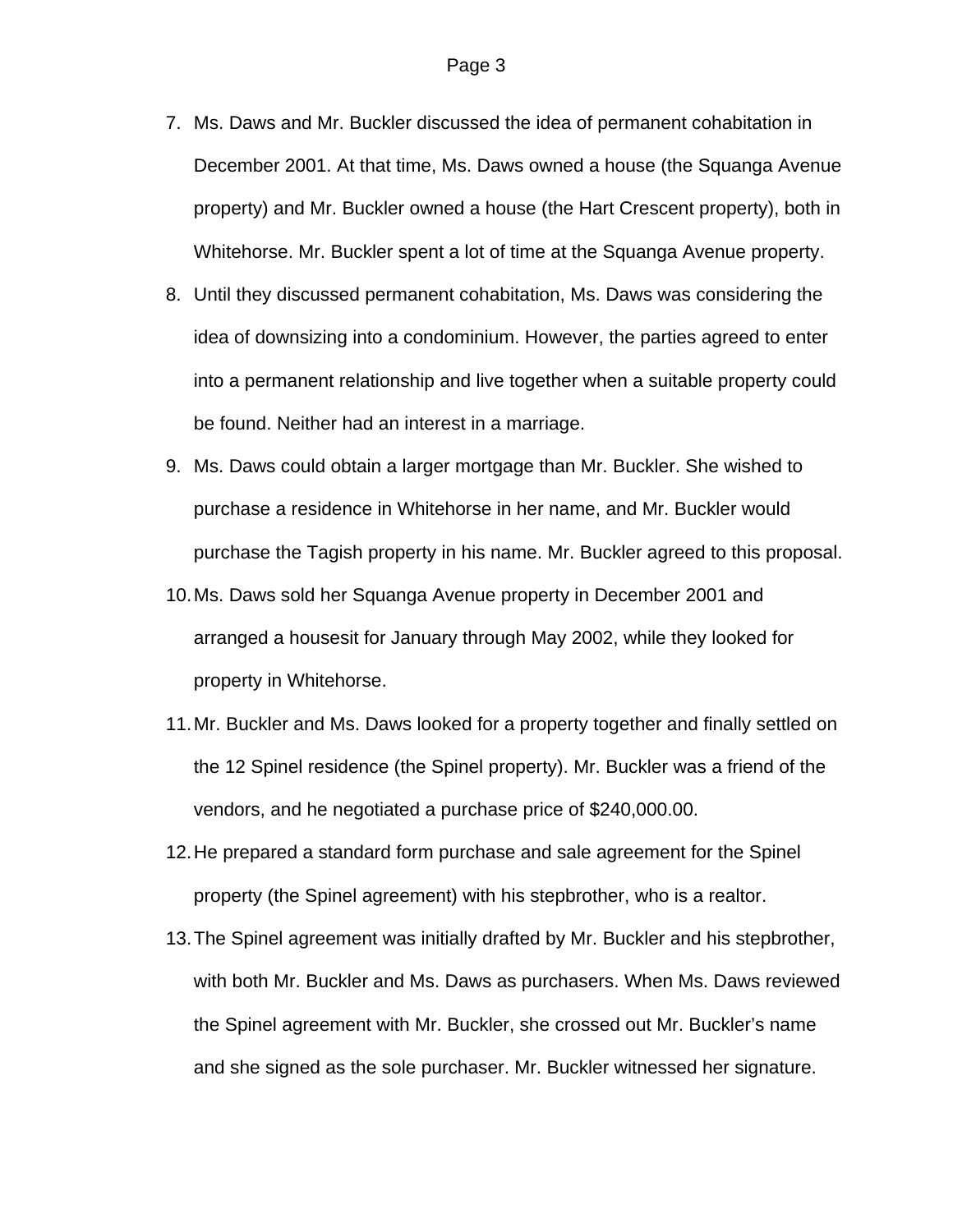7. Ms. Daws and Mr. Buckler discussed the idea of permanent cohabitation in December 2001. At that time, Ms. Daws owned a house (the Squanga Avenue property) and Mr. Buckler owned a house (the Hart Crescent property), both in Whitehorse. Mr. Buckler spent a lot of time at the Squanga Avenue property.
8. Until they discussed permanent cohabitation, Ms. Daws was considering the idea of downsizing into a condominium. However, the parties agreed to enter into a permanent relationship and live together when a suitable property could be found. Neither had an interest in a marriage.
9. Ms. Daws could obtain a larger mortgage than Mr. Buckler. She wished to purchase a residence in Whitehorse in her name, and Mr. Buckler would purchase the Tagish property in his name. Mr. Buckler agreed to this proposal.
10. Ms. Daws sold her Squanga Avenue property in December 2001 and arranged a housesit for January through May 2002, while they looked for property in Whitehorse.
11. Mr. Buckler and Ms. Daws looked for a property together and finally settled on the 12 Spinel residence (the Spinel property). Mr. Buckler was a friend of the vendors, and he negotiated a purchase price of $240,000.00.
12. He prepared a standard form purchase and sale agreement for the Spinel property (the Spinel agreement) with his stepbrother, who is a realtor.
13. The Spinel agreement was initially drafted by Mr. Buckler and his stepbrother, with both Mr. Buckler and Ms. Daws as purchasers. When Ms. Daws reviewed the Spinel agreement with Mr. Buckler, she crossed out Mr. Buckler's name and she signed as the sole purchaser. Mr. Buckler witnessed her signature.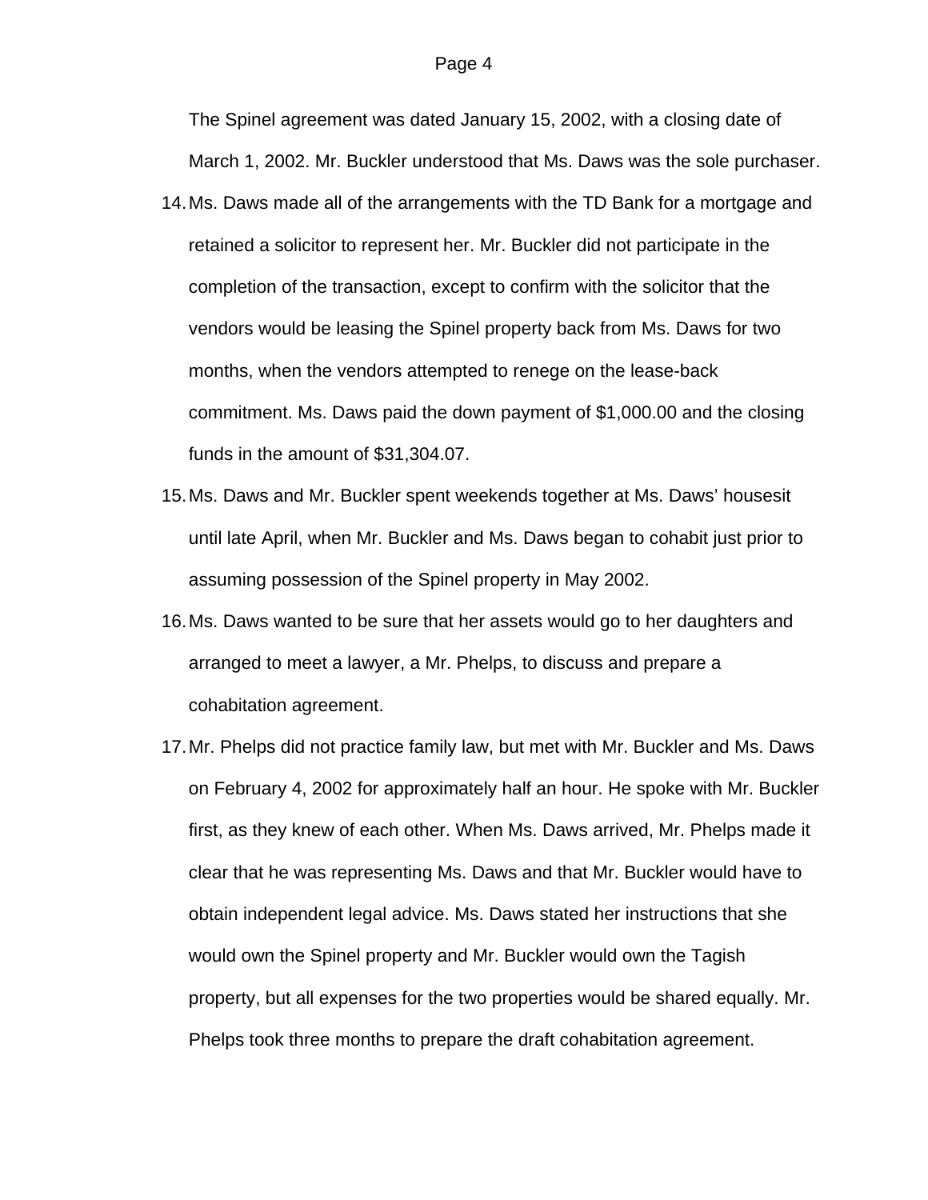The Spinel agreement was dated January 15, 2002, with a closing date of March 1, 2002. Mr. Buckler understood that Ms. Daws was the sole purchaser.

14. Ms. Daws made all of the arrangements with the TD Bank for a mortgage and retained a solicitor to represent her. Mr. Buckler did not participate in the completion of the transaction, except to confirm with the solicitor that the vendors would be leasing the Spinel property back from Ms. Daws for two months, when the vendors attempted to renege on the lease-back commitment. Ms. Daws paid the down payment of $1,000.00 and the closing funds in the amount of $31,304.07.

15. Ms. Daws and Mr. Buckler spent weekends together at Ms. Daws' housesit until late April, when Mr. Buckler and Ms. Daws began to cohabit just prior to assuming possession of the Spinel property in May 2002.

16. Ms. Daws wanted to be sure that her assets would go to her daughters and arranged to meet a lawyer, a Mr. Phelps, to discuss and prepare a cohabitation agreement.

17. Mr. Phelps did not practice family law, but met with Mr. Buckler and Ms. Daws on February 4, 2002 for approximately half an hour. He spoke with Mr. Buckler first, as they knew of each other. When Ms. Daws arrived, Mr. Phelps made it clear that he was representing Ms. Daws and that Mr. Buckler would have to obtain independent legal advice. Ms. Daws stated her instructions that she would own the Spinel property and Mr. Buckler would own the Tagish property, but all expenses for the two properties would be shared equally. Mr. Phelps took three months to prepare the draft cohabitation agreement.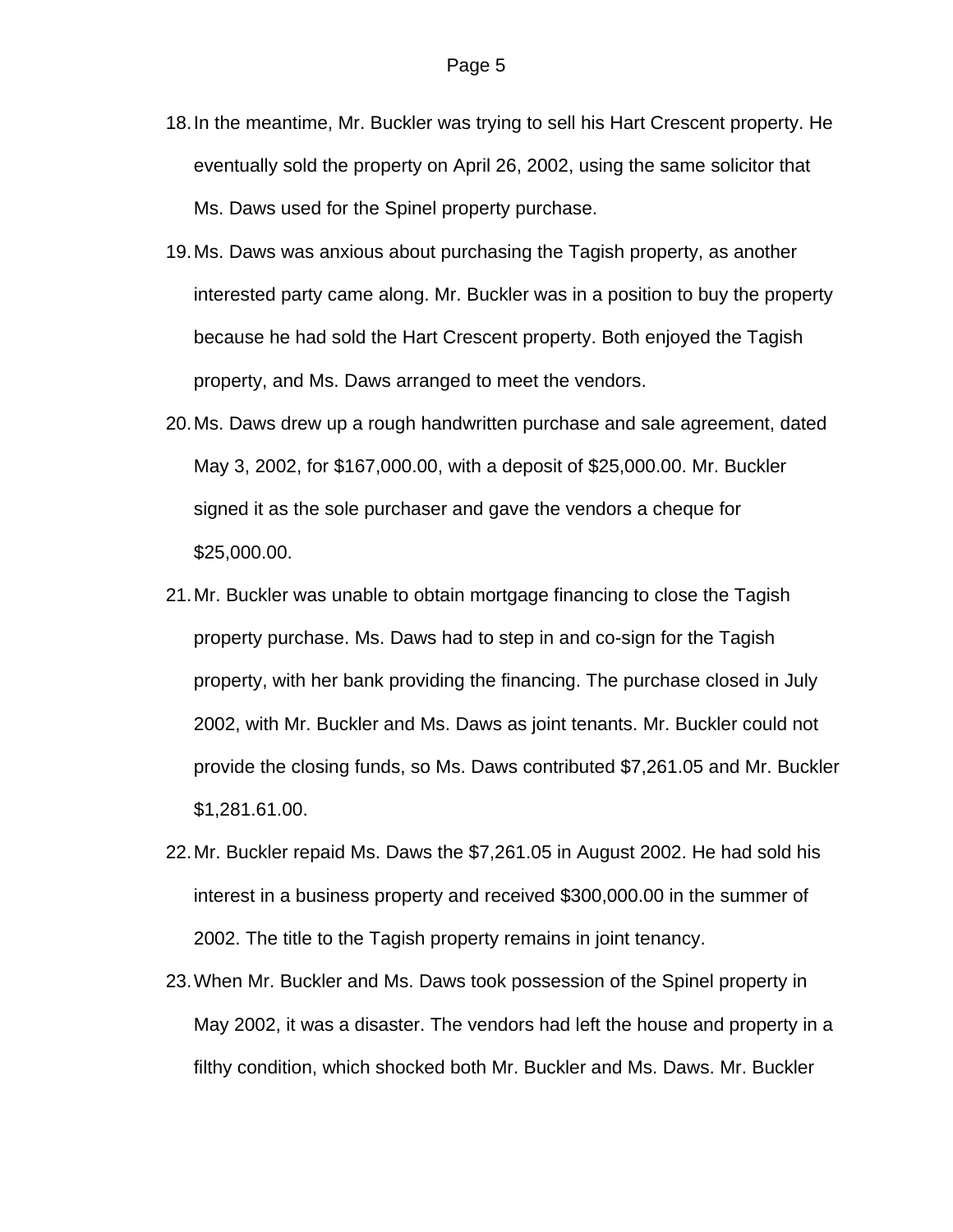18. In the meantime, Mr. Buckler was trying to sell his Hart Crescent property. He eventually sold the property on April 26, 2002, using the same solicitor that Ms. Daws used for the Spinel property purchase.

19. Ms. Daws was anxious about purchasing the Tagish property, as another interested party came along. Mr. Buckler was in a position to buy the property because he had sold the Hart Crescent property. Both enjoyed the Tagish property, and Ms. Daws arranged to meet the vendors.

20. Ms. Daws drew up a rough handwritten purchase and sale agreement, dated May 3, 2002, for $167,000.00, with a deposit of $25,000.00. Mr. Buckler signed it as the sole purchaser and gave the vendors a cheque for $25,000.00.

21. Mr. Buckler was unable to obtain mortgage financing to close the Tagish property purchase. Ms. Daws had to step in and co-sign for the Tagish property, with her bank providing the financing. The purchase closed in July 2002, with Mr. Buckler and Ms. Daws as joint tenants. Mr. Buckler could not provide the closing funds, so Ms. Daws contributed $7,261.05 and Mr. Buckler $1,281.61.00.

22. Mr. Buckler repaid Ms. Daws the $7,261.05 in August 2002. He had sold his interest in a business property and received $300,000.00 in the summer of 2002. The title to the Tagish property remains in joint tenancy.

23. When Mr. Buckler and Ms. Daws took possession of the Spinel property in May 2002, it was a disaster. The vendors had left the house and property in a filthy condition, which shocked both Mr. Buckler and Ms. Daws. Mr. Buckler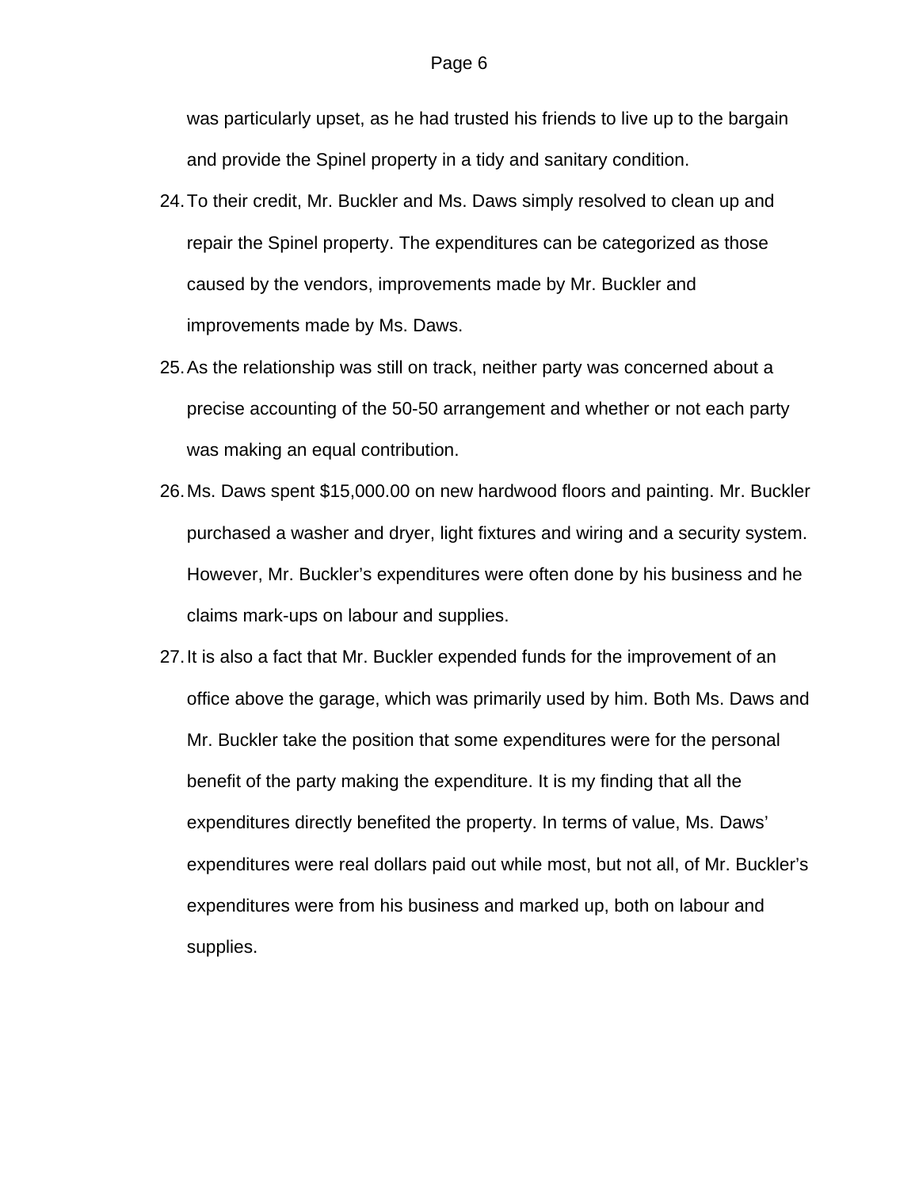was particularly upset, as he had trusted his friends to live up to the bargain and provide the Spinel property in a tidy and sanitary condition.

24. To their credit, Mr. Buckler and Ms. Daws simply resolved to clean up and repair the Spinel property. The expenditures can be categorized as those caused by the vendors, improvements made by Mr. Buckler and improvements made by Ms. Daws.

25. As the relationship was still on track, neither party was concerned about a precise accounting of the 50-50 arrangement and whether or not each party was making an equal contribution.

26. Ms. Daws spent $15,000.00 on new hardwood floors and painting. Mr. Buckler purchased a washer and dryer, light fixtures and wiring and a security system. However, Mr. Buckler's expenditures were often done by his business and he claims mark-ups on labour and supplies.

27. It is also a fact that Mr. Buckler expended funds for the improvement of an office above the garage, which was primarily used by him. Both Ms. Daws and Mr. Buckler take the position that some expenditures were for the personal benefit of the party making the expenditure. It is my finding that all the expenditures directly benefited the property. In terms of value, Ms. Daws' expenditures were real dollars paid out while most, but not all, of Mr. Buckler's expenditures were from his business and marked up, both on labour and supplies.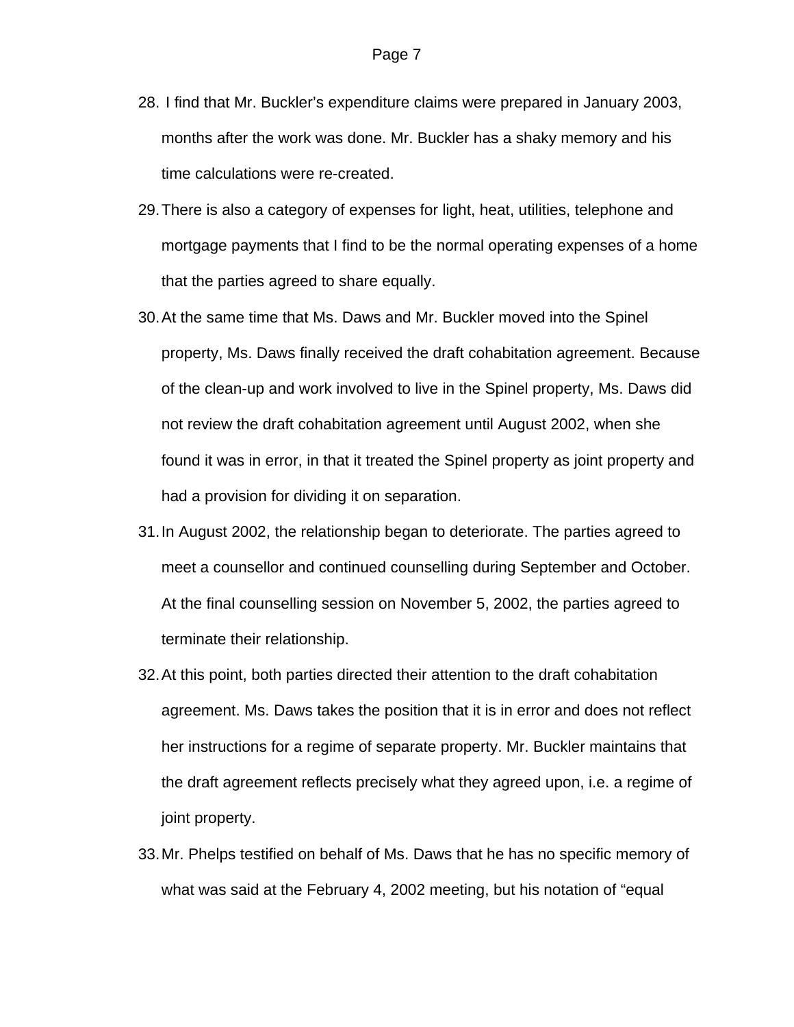28. I find that Mr. Buckler's expenditure claims were prepared in January 2003, months after the work was done. Mr. Buckler has a shaky memory and his time calculations were re-created.

29. There is also a category of expenses for light, heat, utilities, telephone and mortgage payments that I find to be the normal operating expenses of a home that the parties agreed to share equally.

30. At the same time that Ms. Daws and Mr. Buckler moved into the Spinel property, Ms. Daws finally received the draft cohabitation agreement. Because of the clean-up and work involved to live in the Spinel property, Ms. Daws did not review the draft cohabitation agreement until August 2002, when she found it was in error, in that it treated the Spinel property as joint property and had a provision for dividing it on separation.

31. In August 2002, the relationship began to deteriorate. The parties agreed to meet a counsellor and continued counselling during September and October. At the final counselling session on November 5, 2002, the parties agreed to terminate their relationship.

32. At this point, both parties directed their attention to the draft cohabitation agreement. Ms. Daws takes the position that it is in error and does not reflect her instructions for a regime of separate property. Mr. Buckler maintains that the draft agreement reflects precisely what they agreed upon, i.e. a regime of joint property.

33. Mr. Phelps testified on behalf of Ms. Daws that he has no specific memory of what was said at the February 4, 2002 meeting, but his notation of "equal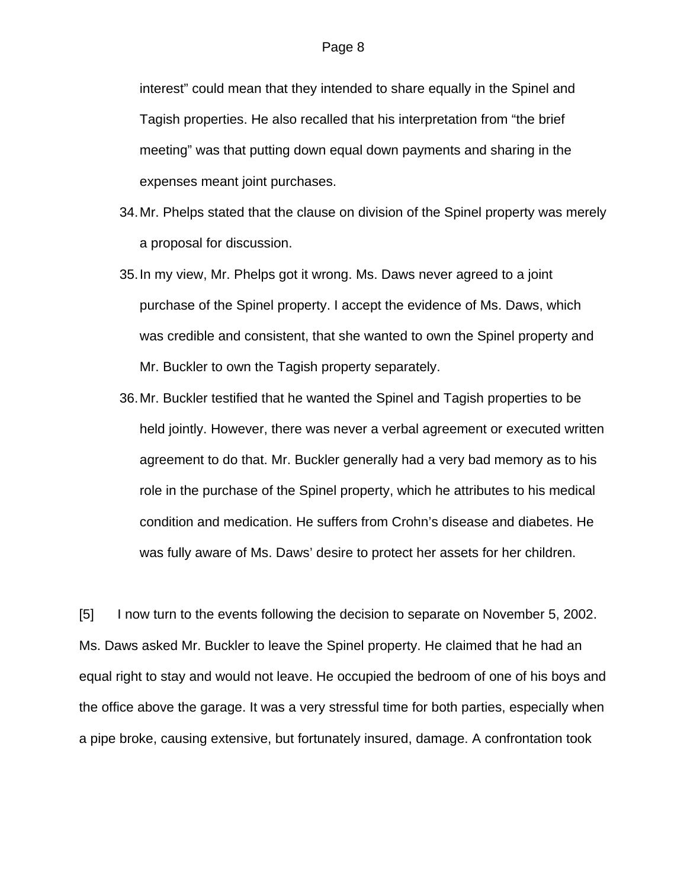interest" could mean that they intended to share equally in the Spinel and Tagish properties. He also recalled that his interpretation from "the brief meeting" was that putting down equal down payments and sharing in the expenses meant joint purchases.

34. Mr. Phelps stated that the clause on division of the Spinel property was merely a proposal for discussion.

35. In my view, Mr. Phelps got it wrong. Ms. Daws never agreed to a joint purchase of the Spinel property. I accept the evidence of Ms. Daws, which was credible and consistent, that she wanted to own the Spinel property and Mr. Buckler to own the Tagish property separately.

36. Mr. Buckler testified that he wanted the Spinel and Tagish properties to be held jointly. However, there was never a verbal agreement or executed written agreement to do that. Mr. Buckler generally had a very bad memory as to his role in the purchase of the Spinel property, which he attributes to his medical condition and medication. He suffers from Crohn's disease and diabetes. He was fully aware of Ms. Daws' desire to protect her assets for her children.

[5] I now turn to the events following the decision to separate on November 5, 2002. Ms. Daws asked Mr. Buckler to leave the Spinel property. He claimed that he had an equal right to stay and would not leave. He occupied the bedroom of one of his boys and the office above the garage. It was a very stressful time for both parties, especially when a pipe broke, causing extensive, but fortunately insured, damage. A confrontation took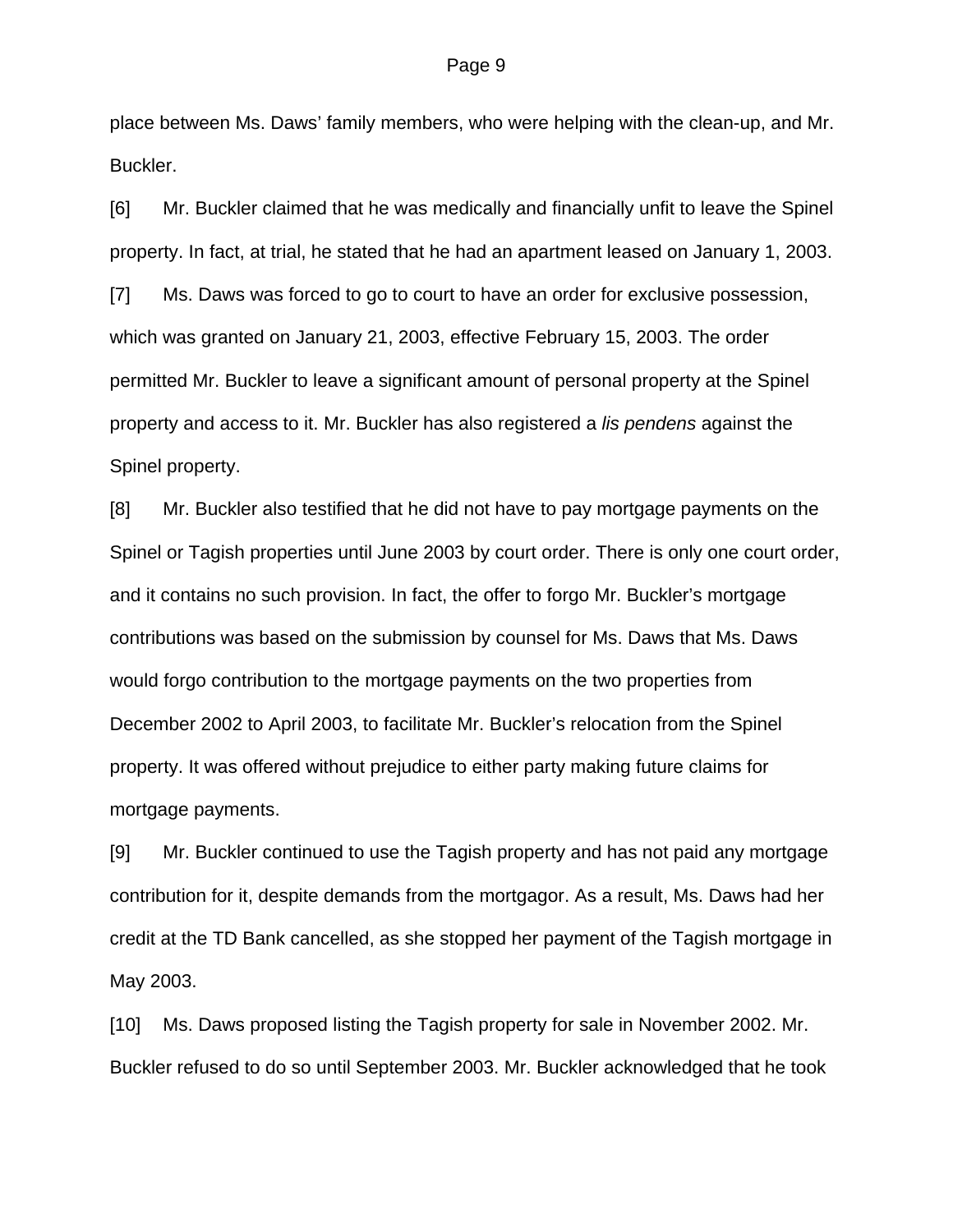place between Ms. Daws' family members, who were helping with the clean-up, and Mr. Buckler.

[6] Mr. Buckler claimed that he was medically and financially unfit to leave the Spinel property. In fact, at trial, he stated that he had an apartment leased on January 1, 2003.

[7] Ms. Daws was forced to go to court to have an order for exclusive possession, which was granted on January 21, 2003, effective February 15, 2003. The order permitted Mr. Buckler to leave a significant amount of personal property at the Spinel property and access to it. Mr. Buckler has also registered a *lis pendens* against the Spinel property.

[8] Mr. Buckler also testified that he did not have to pay mortgage payments on the Spinel or Tagish properties until June 2003 by court order. There is only one court order, and it contains no such provision. In fact, the offer to forgo Mr. Buckler's mortgage contributions was based on the submission by counsel for Ms. Daws that Ms. Daws would forgo contribution to the mortgage payments on the two properties from December 2002 to April 2003, to facilitate Mr. Buckler's relocation from the Spinel property. It was offered without prejudice to either party making future claims for mortgage payments.

[9] Mr. Buckler continued to use the Tagish property and has not paid any mortgage contribution for it, despite demands from the mortgagor. As a result, Ms. Daws had her credit at the TD Bank cancelled, as she stopped her payment of the Tagish mortgage in May 2003.

[10] Ms. Daws proposed listing the Tagish property for sale in November 2002. Mr. Buckler refused to do so until September 2003. Mr. Buckler acknowledged that he took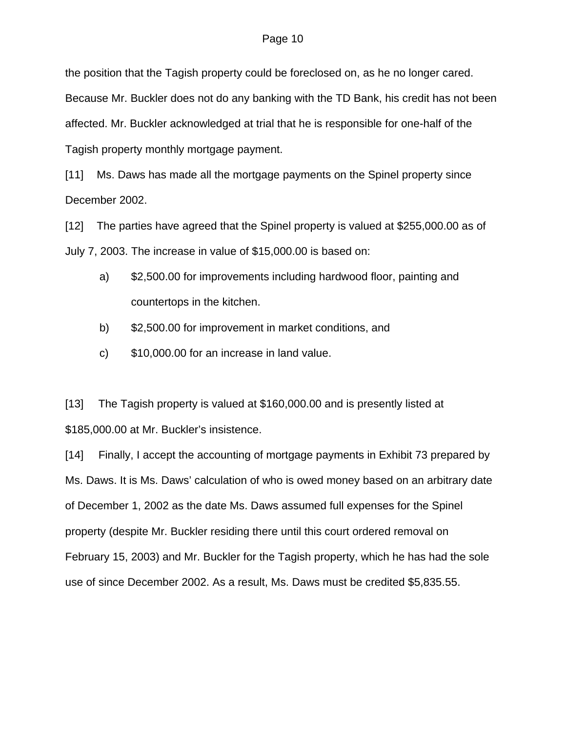the position that the Tagish property could be foreclosed on, as he no longer cared. Because Mr. Buckler does not do any banking with the TD Bank, his credit has not been affected. Mr. Buckler acknowledged at trial that he is responsible for one-half of the Tagish property monthly mortgage payment.

[11] Ms. Daws has made all the mortgage payments on the Spinel property since December 2002.

[12] The parties have agreed that the Spinel property is valued at $255,000.00 as of July 7, 2003. The increase in value of $15,000.00 is based on:

a) $2,500.00 for improvements including hardwood floor, painting and countertops in the kitchen.

b) $2,500.00 for improvement in market conditions, and

c) $10,000.00 for an increase in land value.

[13] The Tagish property is valued at $160,000.00 and is presently listed at $185,000.00 at Mr. Buckler's insistence.

[14] Finally, I accept the accounting of mortgage payments in Exhibit 73 prepared by Ms. Daws. It is Ms. Daws' calculation of who is owed money based on an arbitrary date of December 1, 2002 as the date Ms. Daws assumed full expenses for the Spinel property (despite Mr. Buckler residing there until this court ordered removal on February 15, 2003) and Mr. Buckler for the Tagish property, which he has had the sole use of since December 2002. As a result, Ms. Daws must be credited $5,835.55.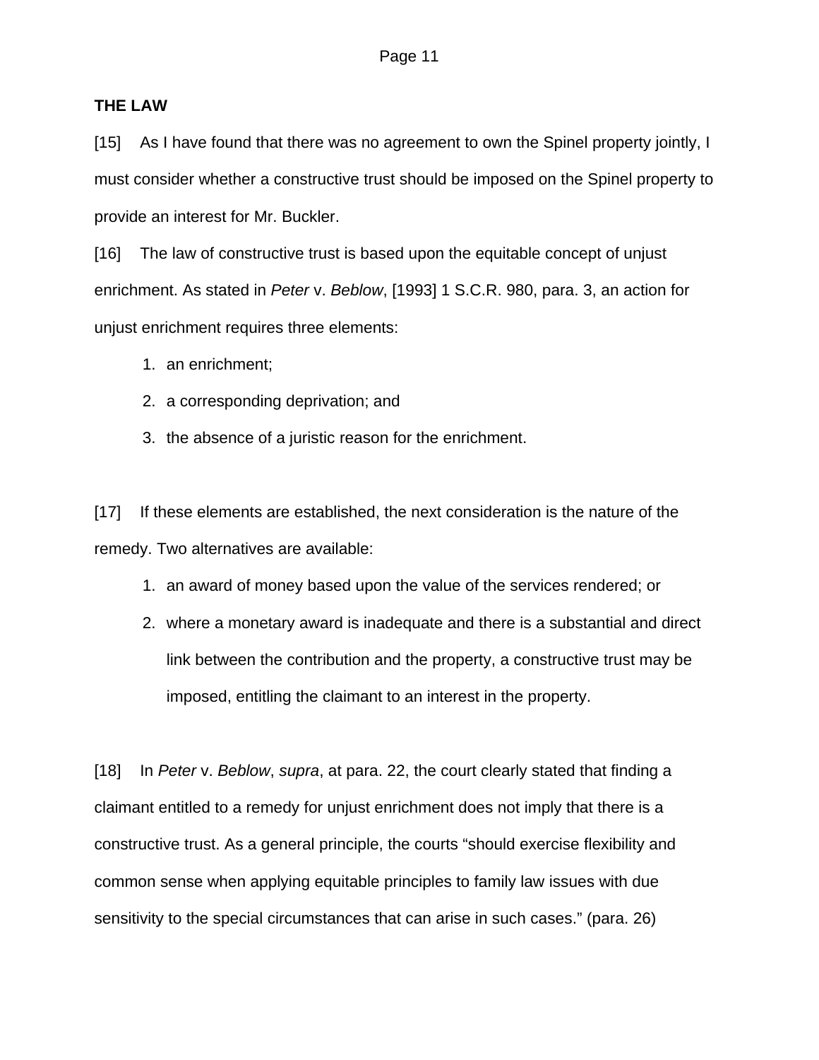**THE LAW**

[15] As I have found that there was no agreement to own the Spinel property jointly, I must consider whether a constructive trust should be imposed on the Spinel property to provide an interest for Mr. Buckler.

[16] The law of constructive trust is based upon the equitable concept of unjust enrichment. As stated in *Peter* v. *Beblow*, [1993] 1 S.C.R. 980, para. 3, an action for unjust enrichment requires three elements:

1. an enrichment;
2. a corresponding deprivation; and
3. the absence of a juristic reason for the enrichment.

[17] If these elements are established, the next consideration is the nature of the remedy. Two alternatives are available:

1. an award of money based upon the value of the services rendered; or
2. where a monetary award is inadequate and there is a substantial and direct link between the contribution and the property, a constructive trust may be imposed, entitling the claimant to an interest in the property.

[18] In *Peter* v. *Beblow*, *supra*, at para. 22, the court clearly stated that finding a claimant entitled to a remedy for unjust enrichment does not imply that there is a constructive trust. As a general principle, the courts "should exercise flexibility and common sense when applying equitable principles to family law issues with due sensitivity to the special circumstances that can arise in such cases." (para. 26)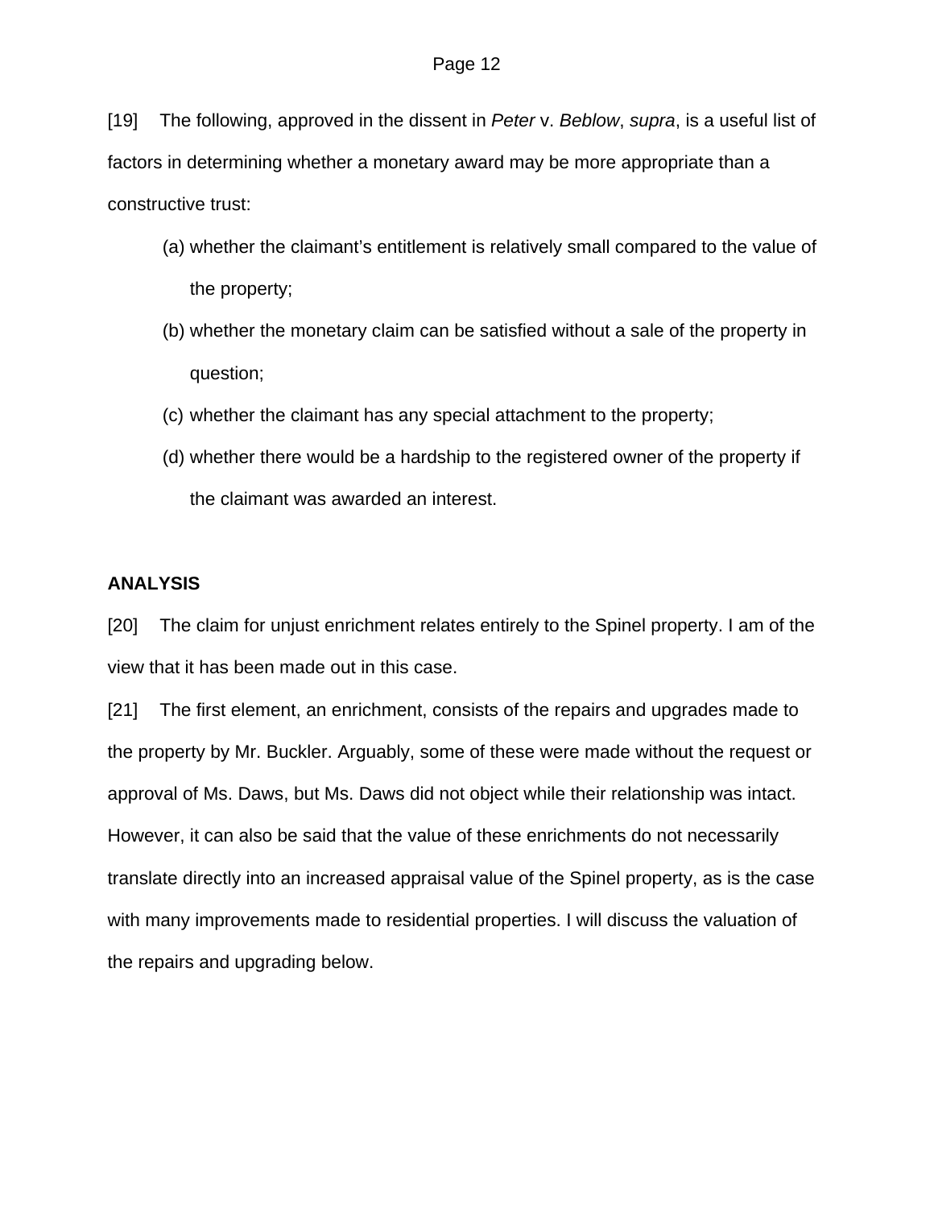[19] The following, approved in the dissent in *Peter* v. *Beblow*, *supra*, is a useful list of factors in determining whether a monetary award may be more appropriate than a constructive trust:

(a) whether the claimant's entitlement is relatively small compared to the value of the property;

(b) whether the monetary claim can be satisfied without a sale of the property in question;

(c) whether the claimant has any special attachment to the property;

(d) whether there would be a hardship to the registered owner of the property if the claimant was awarded an interest.

**ANALYSIS**

[20] The claim for unjust enrichment relates entirely to the Spinel property. I am of the view that it has been made out in this case.

[21] The first element, an enrichment, consists of the repairs and upgrades made to the property by Mr. Buckler. Arguably, some of these were made without the request or approval of Ms. Daws, but Ms. Daws did not object while their relationship was intact. However, it can also be said that the value of these enrichments do not necessarily translate directly into an increased appraisal value of the Spinel property, as is the case with many improvements made to residential properties. I will discuss the valuation of the repairs and upgrading below.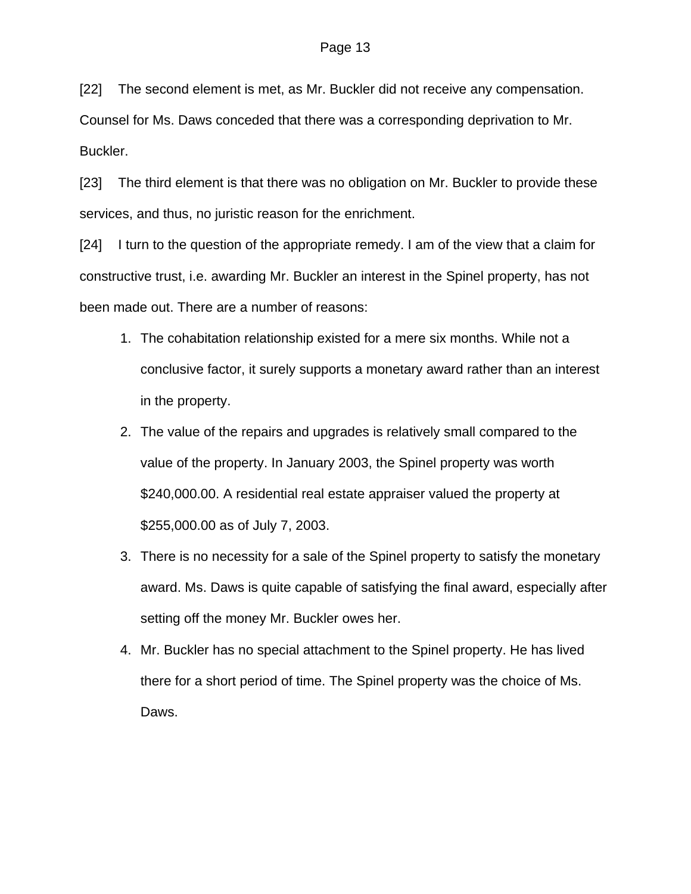[22] The second element is met, as Mr. Buckler did not receive any compensation. Counsel for Ms. Daws conceded that there was a corresponding deprivation to Mr. Buckler.

[23] The third element is that there was no obligation on Mr. Buckler to provide these services, and thus, no juristic reason for the enrichment.

[24] I turn to the question of the appropriate remedy. I am of the view that a claim for constructive trust, i.e. awarding Mr. Buckler an interest in the Spinel property, has not been made out. There are a number of reasons:

1. The cohabitation relationship existed for a mere six months. While not a conclusive factor, it surely supports a monetary award rather than an interest in the property.
2. The value of the repairs and upgrades is relatively small compared to the value of the property. In January 2003, the Spinel property was worth $240,000.00. A residential real estate appraiser valued the property at $255,000.00 as of July 7, 2003.
3. There is no necessity for a sale of the Spinel property to satisfy the monetary award. Ms. Daws is quite capable of satisfying the final award, especially after setting off the money Mr. Buckler owes her.
4. Mr. Buckler has no special attachment to the Spinel property. He has lived there for a short period of time. The Spinel property was the choice of Ms. Daws.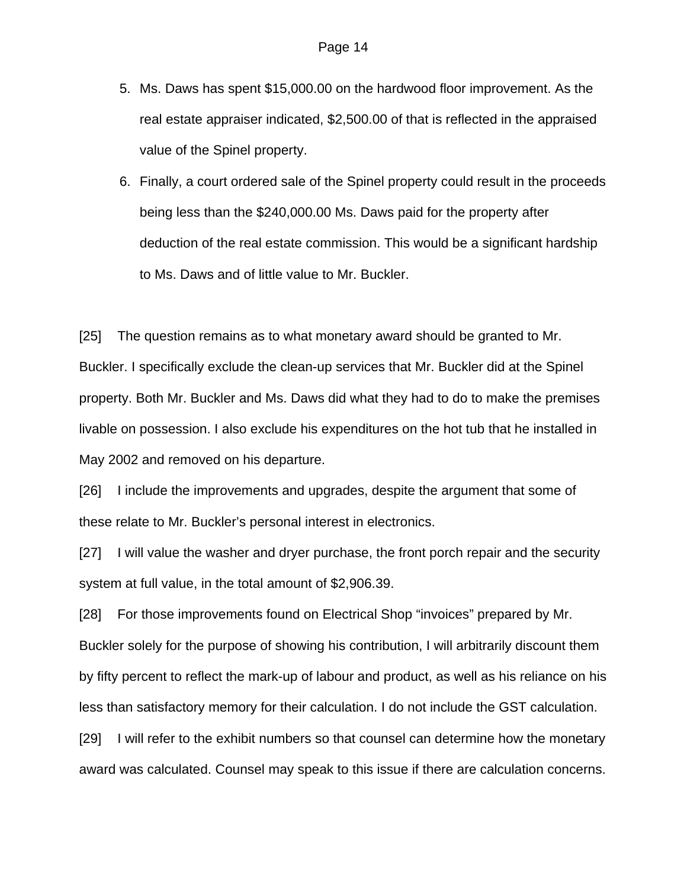5. Ms. Daws has spent $15,000.00 on the hardwood floor improvement. As the real estate appraiser indicated, $2,500.00 of that is reflected in the appraised value of the Spinel property.
6. Finally, a court ordered sale of the Spinel property could result in the proceeds being less than the $240,000.00 Ms. Daws paid for the property after deduction of the real estate commission. This would be a significant hardship to Ms. Daws and of little value to Mr. Buckler.

[25] The question remains as to what monetary award should be granted to Mr. Buckler. I specifically exclude the clean-up services that Mr. Buckler did at the Spinel property. Both Mr. Buckler and Ms. Daws did what they had to do to make the premises livable on possession. I also exclude his expenditures on the hot tub that he installed in May 2002 and removed on his departure.

[26] I include the improvements and upgrades, despite the argument that some of these relate to Mr. Buckler's personal interest in electronics.

[27] I will value the washer and dryer purchase, the front porch repair and the security system at full value, in the total amount of $2,906.39.

[28] For those improvements found on Electrical Shop "invoices" prepared by Mr. Buckler solely for the purpose of showing his contribution, I will arbitrarily discount them by fifty percent to reflect the mark-up of labour and product, as well as his reliance on his less than satisfactory memory for their calculation. I do not include the GST calculation.

[29] I will refer to the exhibit numbers so that counsel can determine how the monetary award was calculated. Counsel may speak to this issue if there are calculation concerns.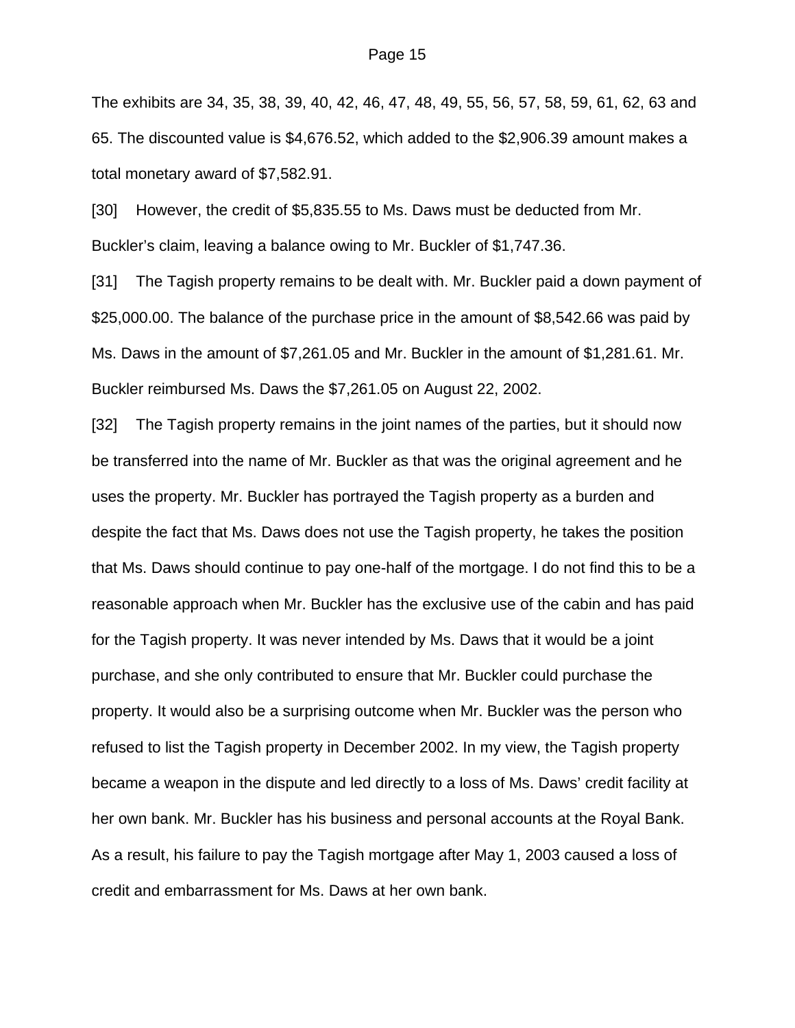The exhibits are 34, 35, 38, 39, 40, 42, 46, 47, 48, 49, 55, 56, 57, 58, 59, 61, 62, 63 and 65. The discounted value is $4,676.52, which added to the $2,906.39 amount makes a total monetary award of $7,582.91.

[30] However, the credit of $5,835.55 to Ms. Daws must be deducted from Mr. Buckler's claim, leaving a balance owing to Mr. Buckler of $1,747.36.

[31] The Tagish property remains to be dealt with. Mr. Buckler paid a down payment of $25,000.00. The balance of the purchase price in the amount of $8,542.66 was paid by Ms. Daws in the amount of $7,261.05 and Mr. Buckler in the amount of $1,281.61. Mr. Buckler reimbursed Ms. Daws the $7,261.05 on August 22, 2002.

[32] The Tagish property remains in the joint names of the parties, but it should now be transferred into the name of Mr. Buckler as that was the original agreement and he uses the property. Mr. Buckler has portrayed the Tagish property as a burden and despite the fact that Ms. Daws does not use the Tagish property, he takes the position that Ms. Daws should continue to pay one-half of the mortgage. I do not find this to be a reasonable approach when Mr. Buckler has the exclusive use of the cabin and has paid for the Tagish property. It was never intended by Ms. Daws that it would be a joint purchase, and she only contributed to ensure that Mr. Buckler could purchase the property. It would also be a surprising outcome when Mr. Buckler was the person who refused to list the Tagish property in December 2002. In my view, the Tagish property became a weapon in the dispute and led directly to a loss of Ms. Daws' credit facility at her own bank. Mr. Buckler has his business and personal accounts at the Royal Bank. As a result, his failure to pay the Tagish mortgage after May 1, 2003 caused a loss of credit and embarrassment for Ms. Daws at her own bank.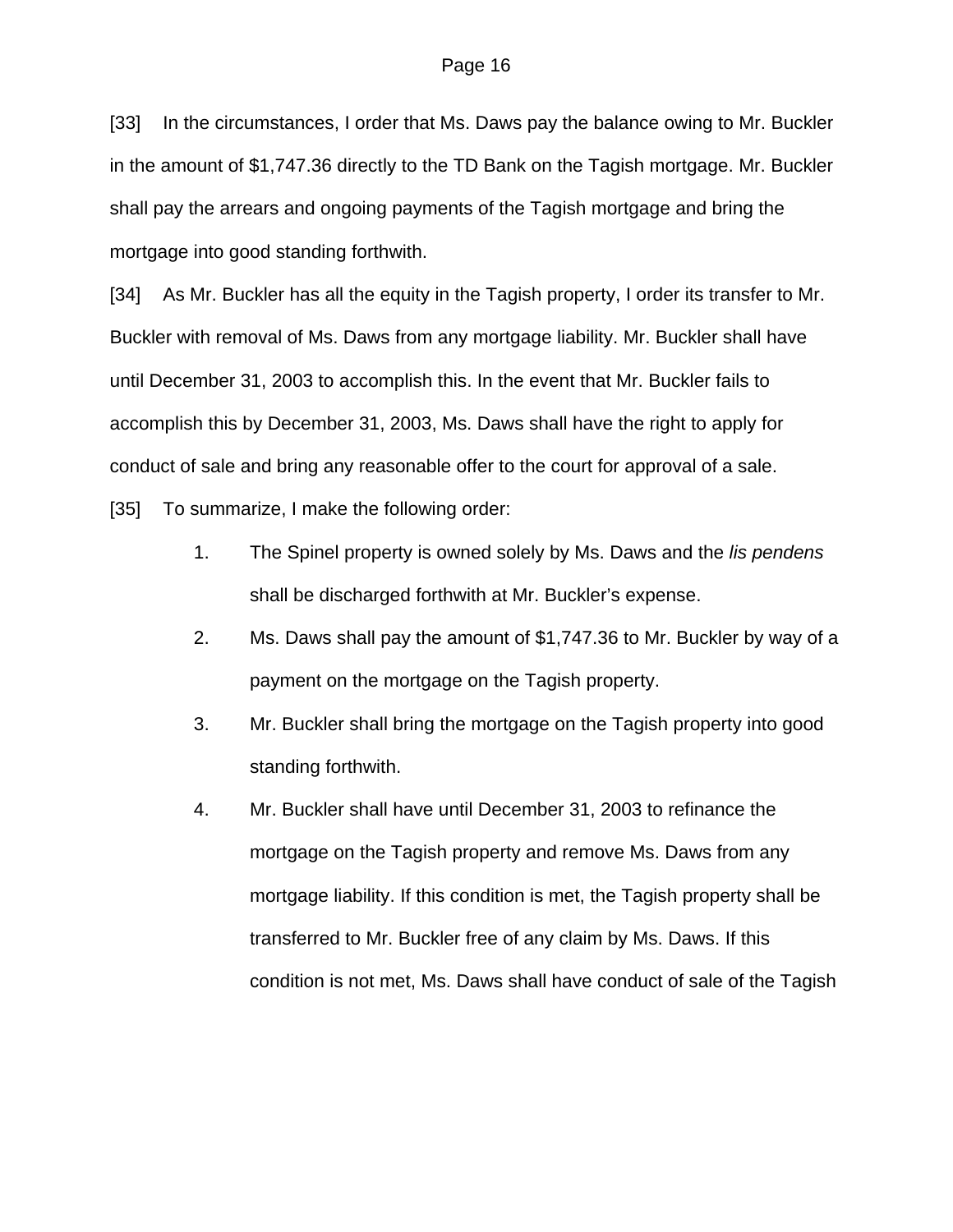[33] In the circumstances, I order that Ms. Daws pay the balance owing to Mr. Buckler in the amount of $1,747.36 directly to the TD Bank on the Tagish mortgage. Mr. Buckler shall pay the arrears and ongoing payments of the Tagish mortgage and bring the mortgage into good standing forthwith.

[34] As Mr. Buckler has all the equity in the Tagish property, I order its transfer to Mr. Buckler with removal of Ms. Daws from any mortgage liability. Mr. Buckler shall have until December 31, 2003 to accomplish this. In the event that Mr. Buckler fails to accomplish this by December 31, 2003, Ms. Daws shall have the right to apply for conduct of sale and bring any reasonable offer to the court for approval of a sale.

[35] To summarize, I make the following order:

1. The Spinel property is owned solely by Ms. Daws and the *lis pendens* shall be discharged forthwith at Mr. Buckler's expense.
2. Ms. Daws shall pay the amount of $1,747.36 to Mr. Buckler by way of a payment on the mortgage on the Tagish property.
3. Mr. Buckler shall bring the mortgage on the Tagish property into good standing forthwith.
4. Mr. Buckler shall have until December 31, 2003 to refinance the mortgage on the Tagish property and remove Ms. Daws from any mortgage liability. If this condition is met, the Tagish property shall be transferred to Mr. Buckler free of any claim by Ms. Daws. If this condition is not met, Ms. Daws shall have conduct of sale of the Tagish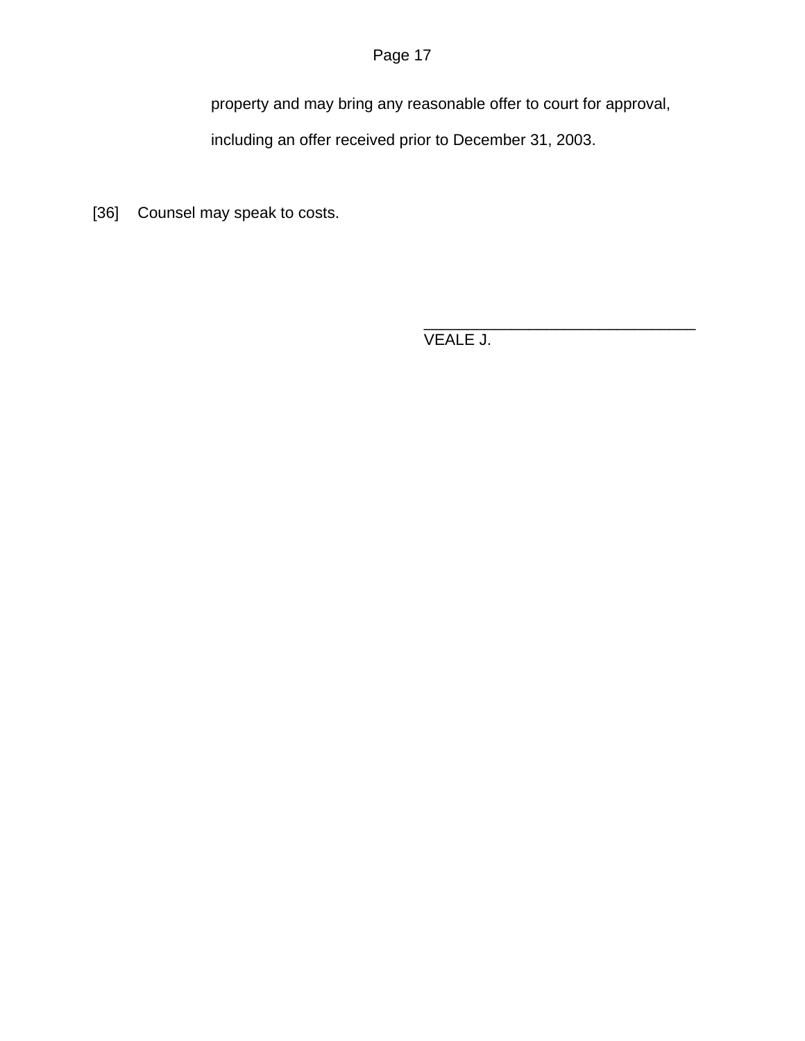property and may bring any reasonable offer to court for approval, including an offer received prior to December 31, 2003.

[36] Counsel may speak to costs.

\_\_\_\_\_\_\_\_\_\_\_\_\_\_\_\_\_\_\_\_\_\_\_\_\_\_\_\_\_\_\_\_

VEALE J.